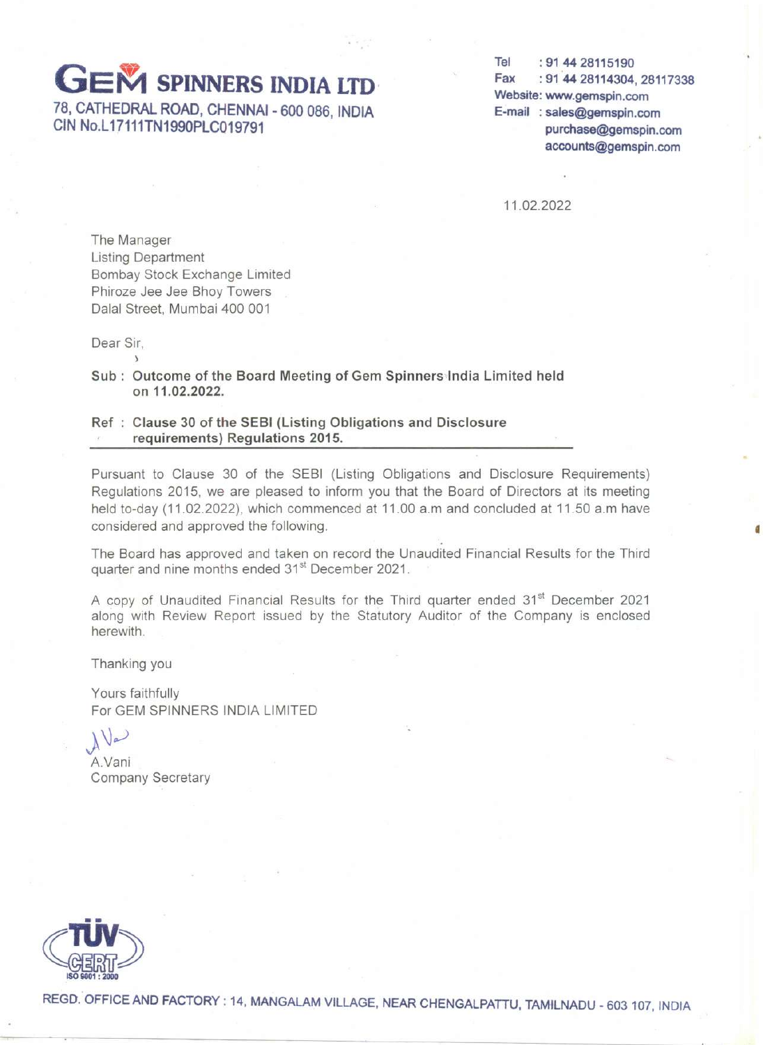# GEM SPINNERS INDIA LTD

78, CATHEDRAL ROAD, CHENNAI - 600 086, INDIA
CIN No.L17111TN1990PLC019791

Tel : 91 44 28115190
Fax : 91 44 28114304, 28117338
Website: www.gemspin.com
E-mail : sales@gemspin.com
purchase@gemspin.com
accounts@gemspin.com

11.02.2022

The Manager
Listing Department
Bombay Stock Exchange Limited
Phiroze Jee Jee Bhoy Towers
Dalal Street, Mumbai 400 001

Dear Sir,

**Sub : Outcome of the Board Meeting of Gem Spinners India Limited held on 11.02.2022.**

**Ref : Clause 30 of the SEBI (Listing Obligations and Disclosure requirements) Regulations 2015.**

Pursuant to Clause 30 of the SEBI (Listing Obligations and Disclosure Requirements) Regulations 2015, we are pleased to inform you that the Board of Directors at its meeting held to-day (11.02.2022), which commenced at 11.00 a.m and concluded at 11.50 a.m have considered and approved the following.

The Board has approved and taken on record the Unaudited Financial Results for the Third quarter and nine months ended 31st December 2021.

A copy of Unaudited Financial Results for the Third quarter ended 31st December 2021 along with Review Report issued by the Statutory Auditor of the Company is enclosed herewith.

Thanking you

Yours faithfully
For GEM SPINNERS INDIA LIMITED

A.Vani
Company Secretary

REGD. OFFICE AND FACTORY : 14, MANGALAM VILLAGE, NEAR CHENGALPATTU, TAMILNADU - 603 107, INDIA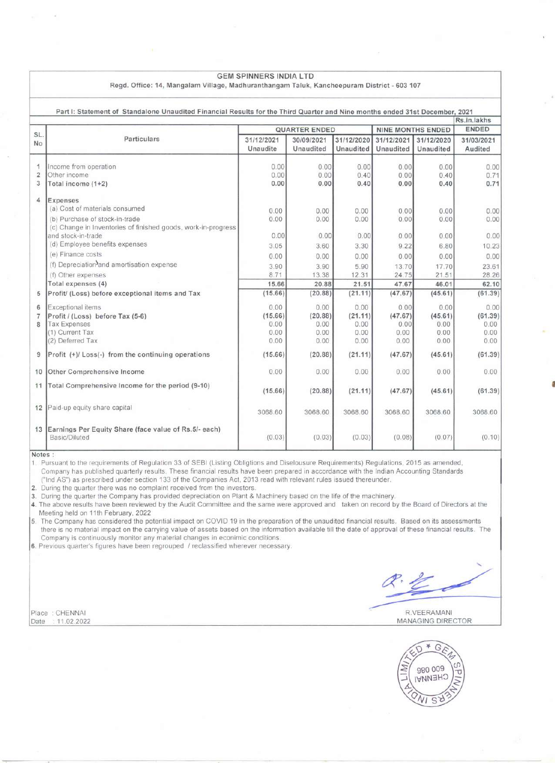# GEM SPINNERS INDIA LTD

Regd. Office: 14, Mangalam Village, Madhuranthangam Taluk, Kancheepuram District - 603 107

**Part I: Statement of Standalone Unaudited Financial Results for the Third Quarter and Nine months ended 31st December, 2021**

Rs.in.lakhs

| SL. No | Particulars | QUARTER ENDED | | | NINE MONTHS ENDED | | ENDED |
|---|---|---|---|---|---|---|---|
| | | 31/12/2021 Unaudite | 30/09/2021 Unaudited | 31/12/2020 Unaudited | 31/12/2021 Unaudited | 31/12/2020 Unaudited | 31/03/2021 Audited |
| 1 | Income from operation | 0.00 | 0.00 | 0.00 | 0.00 | 0.00 | 0.00 |
| 2 | Other income | 0.00 | 0.00 | 0.40 | 0.00 | 0.40 | 0.71 |
| 3 | Total income (1+2) | 0.00 | 0.00 | 0.40 | 0.00 | 0.40 | 0.71 |
| 4 | Expenses | | | | | | |
| | (a) Cost of materials consumed | 0.00 | 0.00 | 0.00 | 0.00 | 0.00 | 0.00 |
| | (b) Purchase of stock-in-trade | 0.00 | 0.00 | 0.00 | 0.00 | 0.00 | 0.00 |
| | (c) Change in Inventories of finished goods, work-in-progress and stock-in-trade | 0.00 | 0.00 | 0.00 | 0.00 | 0.00 | 0.00 |
| | (d) Employee benefits expenses | 3.05 | 3.60 | 3.30 | 9.22 | 6.80 | 10.23 |
| | (e) Finance costs | 0.00 | 0.00 | 0.00 | 0.00 | 0.00 | 0.00 |
| | (f) Depreciation and amortisation expense | 3.90 | 3.90 | 5.90 | 13.70 | 17.70 | 23.61 |
| | (f) Other expenses | 8.71 | 13.38 | 12.31 | 24.75 | 21.51 | 28.26 |
| | Total expenses (4) | 15.66 | 20.88 | 21.51 | 47.67 | 46.01 | 62.10 |
| 5 | Profit/ (Loss) before exceptional items and Tax | (15.66) | (20.88) | (21.11) | (47.67) | (45.61) | (61.39) |
| 6 | Exceptional items | 0.00 | 0.00 | 0.00 | 0.00 | 0.00 | 0.00 |
| 7 | Profit / (Loss) before Tax (5-6) | (15.66) | (20.88) | (21.11) | (47.67) | (45.61) | (61.39) |
| 8 | Tax Expenses | 0.00 | 0.00 | 0.00 | 0.00 | 0.00 | 0.00 |
| | (1) Current Tax | 0.00 | 0.00 | 0.00 | 0.00 | 0.00 | 0.00 |
| | (2) Deferred Tax | 0.00 | 0.00 | 0.00 | 0.00 | 0.00 | 0.00 |
| 9 | Profit (+)/ Loss(-) from the continuing operations | (15.66) | (20.88) | (21.11) | (47.67) | (45.61) | (61.39) |
| 10 | Other Comprehensive Income | 0.00 | 0.00 | 0.00 | 0.00 | 0.00 | 0.00 |
| 11 | Total Comprehensive Income for the period (9-10) | (15.66) | (20.88) | (21.11) | (47.67) | (45.61) | (61.39) |
| 12 | Paid-up equity share capital | 3068.60 | 3068.60 | 3068.60 | 3068.60 | 3068.60 | 3068.60 |
| 13 | Earnings Per Equity Share (face value of Rs.5/- each) Basic/Diluted | (0.03) | (0.03) | (0.03) | (0.08) | (0.07) | (0.10) |

Notes :

1. Pursuant to the requirements of Regulation 33 of SEBI (Listing Obligtions and Diselousure Requirements) Regulations, 2015 as amended, Company has published quarterly results. These financial results have been prepared in accordance with the Indian Accounting Standards ("Ind AS") as prescribed under section 133 of the Companies Act, 2013 read with relevant rules issued thereunder.
2. During the quarter there was no complaint received from the investors.
3. During the quarter the Company has provided depreciation on Plant & Machinery based on the life of the machinery.
4. The above results have been reviewed by the Audit Committee and the same were approved and taken on record by the Board of Directors at the Meeting held on 11th February, 2022
5. The Company has considered the potential impact on COVID 19 in the preparation of the unaudited financial results. Based on its assessments there is no material impact on the carrying value of assets based on the information available till the date of approval of these financial results. The Company is continuously monitor any material changes in econimic conditions.
6. Previous quarter's figures have been regrouped / reclassified wherever necessary.

Place : CHENNAI
Date : 11.02.2022

R.VEERAMANI
MANAGING DIRECTOR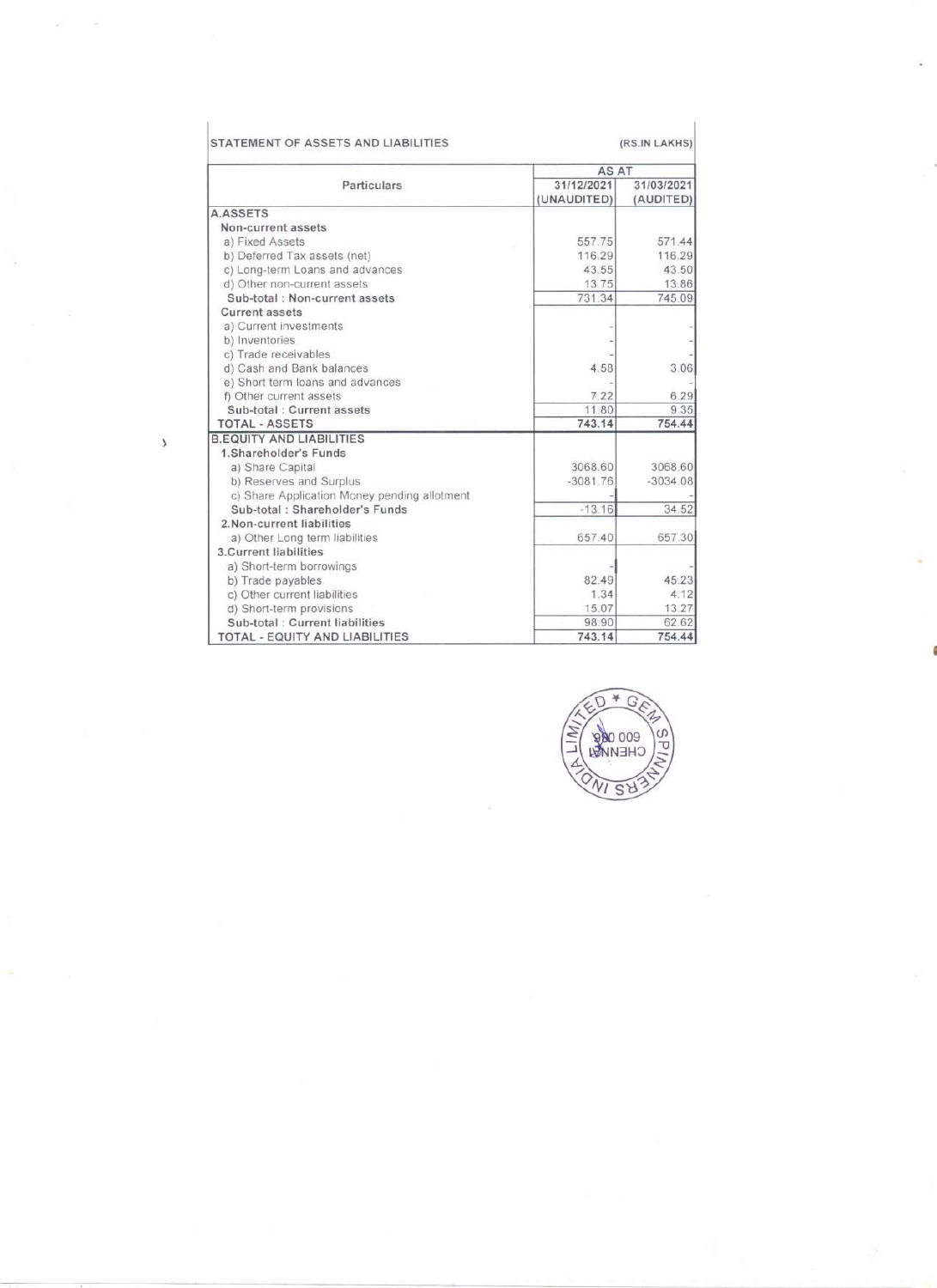STATEMENT OF ASSETS AND LIABILITIES (RS.IN LAKHS)

| Particulars | AS AT 31/12/2021 (UNAUDITED) | 31/03/2021 (AUDITED) |
|---|---|---|
| **A.ASSETS** | | |
| **Non-current assets** | | |
| a) Fixed Assets | 557.75 | 571.44 |
| b) Deferred Tax assets (net) | 116.29 | 116.29 |
| c) Long-term Loans and advances | 43.55 | 43.50 |
| d) Other non-current assets | 13.75 | 13.86 |
| **Sub-total : Non-current assets** | 731.34 | 745.09 |
| **Current assets** | | |
| a) Current investments | - | - |
| b) Inventories | - | - |
| c) Trade receivables | - | - |
| d) Cash and Bank balances | 4.58 | 3.06 |
| e) Short term loans and advances | - | - |
| f) Other current assets | 7.22 | 6.29 |
| **Sub-total : Current assets** | 11.80 | 9.35 |
| **TOTAL - ASSETS** | 743.14 | 754.44 |
| **B.EQUITY AND LIABILITIES** | | |
| **1.Shareholder's Funds** | | |
| a) Share Capital | 3068.60 | 3068.60 |
| b) Reserves and Surplus | -3081.76 | -3034.08 |
| c) Share Application Money pending allotment | - | - |
| **Sub-total : Shareholder's Funds** | -13.16 | 34.52 |
| **2.Non-current liabilities** | | |
| a) Other Long term liabilities | 657.40 | 657.30 |
| **3.Current liabilities** | | |
| a) Short-term borrowings | - | - |
| b) Trade payables | 82.49 | 45.23 |
| c) Other current liabilities | 1.34 | 4.12 |
| d) Short-term provisions | 15.07 | 13.27 |
| **Sub-total : Current liabilities** | 98.90 | 62.62 |
| **TOTAL - EQUITY AND LIABILITIES** | 743.14 | 754.44 |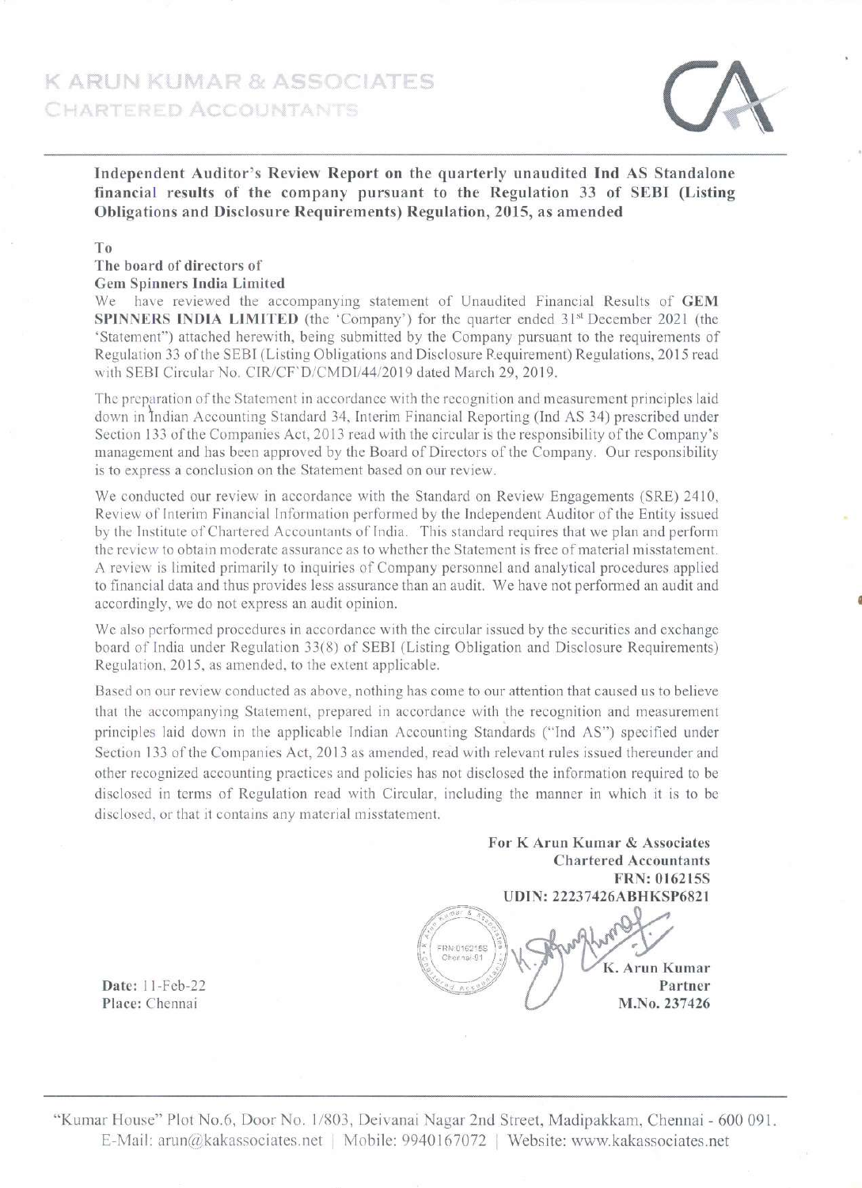# K ARUN KUMAR & ASSOCIATES
## CHARTERED ACCOUNTANTS

**Independent Auditor's Review Report on the quarterly unaudited Ind AS Standalone financial results of the company pursuant to the Regulation 33 of SEBI (Listing Obligations and Disclosure Requirements) Regulation, 2015, as amended**

To
**The board of directors of**
**Gem Spinners India Limited**

We have reviewed the accompanying statement of Unaudited Financial Results of **GEM SPINNERS INDIA LIMITED** (the 'Company') for the quarter ended 31st December 2021 (the 'Statement") attached herewith, being submitted by the Company pursuant to the requirements of Regulation 33 of the SEBI (Listing Obligations and Disclosure Requirement) Regulations, 2015 read with SEBI Circular No. CIR/CFD/CMDI/44/2019 dated March 29, 2019.

The preparation of the Statement in accordance with the recognition and measurement principles laid down in Indian Accounting Standard 34, Interim Financial Reporting (Ind AS 34) prescribed under Section 133 of the Companies Act, 2013 read with the circular is the responsibility of the Company's management and has been approved by the Board of Directors of the Company. Our responsibility is to express a conclusion on the Statement based on our review.

We conducted our review in accordance with the Standard on Review Engagements (SRE) 2410, Review of Interim Financial Information performed by the Independent Auditor of the Entity issued by the Institute of Chartered Accountants of India. This standard requires that we plan and perform the review to obtain moderate assurance as to whether the Statement is free of material misstatement. A review is limited primarily to inquiries of Company personnel and analytical procedures applied to financial data and thus provides less assurance than an audit. We have not performed an audit and accordingly, we do not express an audit opinion.

We also performed procedures in accordance with the circular issued by the securities and exchange board of India under Regulation 33(8) of SEBI (Listing Obligation and Disclosure Requirements) Regulation, 2015, as amended, to the extent applicable.

Based on our review conducted as above, nothing has come to our attention that caused us to believe that the accompanying Statement, prepared in accordance with the recognition and measurement principles laid down in the applicable Indian Accounting Standards ("Ind AS") specified under Section 133 of the Companies Act, 2013 as amended, read with relevant rules issued thereunder and other recognized accounting practices and policies has not disclosed the information required to be disclosed in terms of Regulation read with Circular, including the manner in which it is to be disclosed, or that it contains any material misstatement.

**For K Arun Kumar & Associates**
**Chartered Accountants**
**FRN: 016215S**
**UDIN: 22237426ABHKSP6821**

**K. Arun Kumar**
**Partner**
**M.No. 237426**

**Date:** 11-Feb-22
**Place:** Chennai

"Kumar House" Plot No.6, Door No. 1/803, Deivanai Nagar 2nd Street, Madipakkam, Chennai - 600 091.
E-Mail: arun@kakassociates.net | Mobile: 9940167072 | Website: www.kakassociates.net